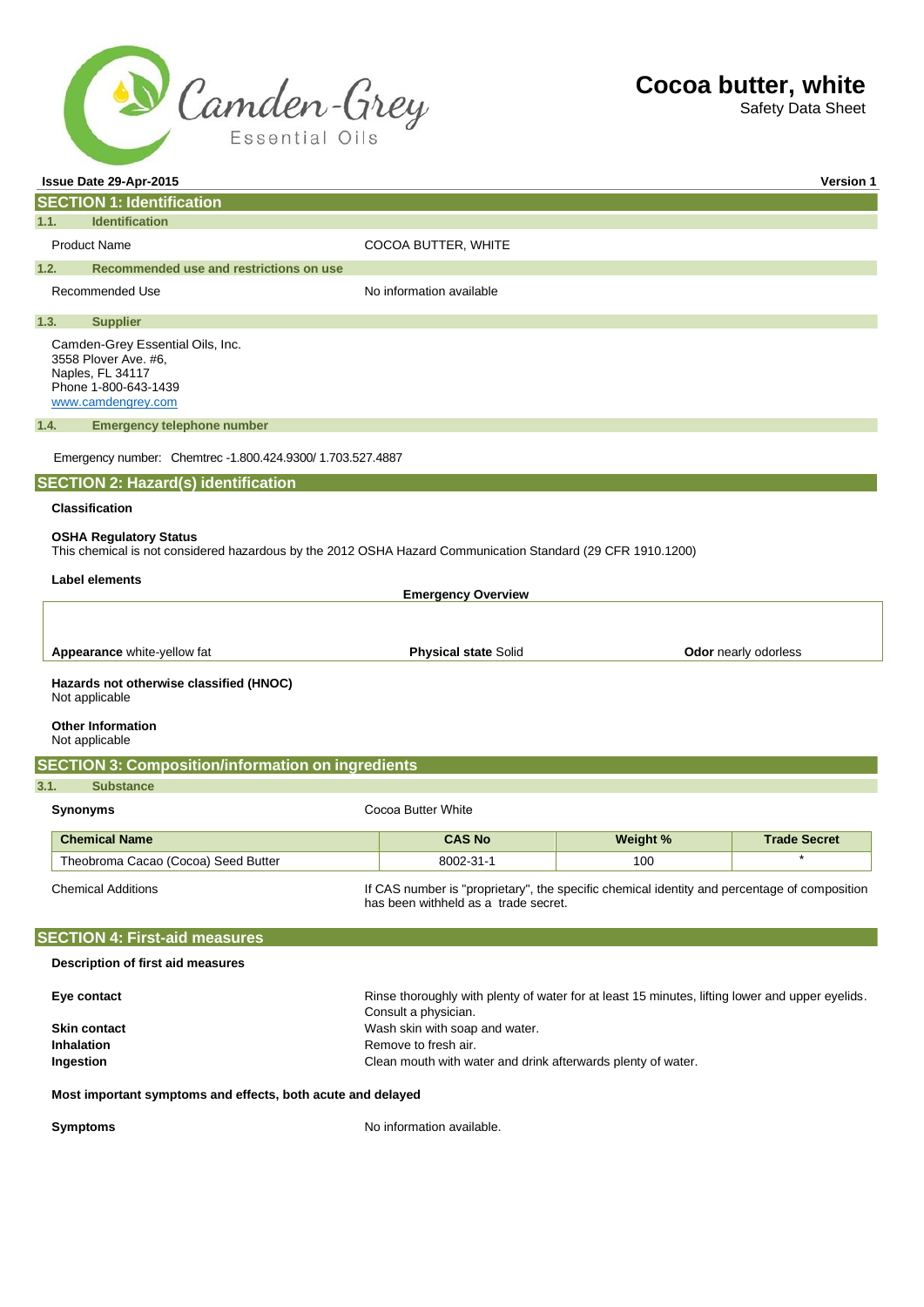# Cocoa butter, white

Safety Data Sheet

**Issue Date 29-Apr-2015** **Version 1**

## SECTION 1: Identification

### 1.1. Identification

| | |
|---|---|
| Product Name | COCOA BUTTER, WHITE |

### 1.2. Recommended use and restrictions on use

| | |
|---|---|
| Recommended Use | No information available |

### 1.3. Supplier

Camden-Grey Essential Oils, Inc.
3558 Plover Ave. #6,
Naples, FL 34117
Phone 1-800-643-1439
www.camdengrey.com

### 1.4. Emergency telephone number

Emergency number: Chemtrec -1.800.424.9300/ 1.703.527.4887

## SECTION 2: Hazard(s) identification

**Classification**

**OSHA Regulatory Status**
This chemical is not considered hazardous by the 2012 OSHA Hazard Communication Standard (29 CFR 1910.1200)

**Label elements**

**Emergency Overview**

**Appearance** white-yellow fat **Physical state** Solid **Odor** nearly odorless

**Hazards not otherwise classified (HNOC)**
Not applicable

**Other Information**
Not applicable

## SECTION 3: Composition/information on ingredients

### 3.1. Substance

| | |
|---|---|
| **Synonyms** | Cocoa Butter White |

| Chemical Name | CAS No | Weight % | Trade Secret |
|---|---|---|---|
| Theobroma Cacao (Cocoa) Seed Butter | 8002-31-1 | 100 | * |

| | |
|---|---|
| Chemical Additions | If CAS number is "proprietary", the specific chemical identity and percentage of composition has been withheld as a trade secret. |

## SECTION 4: First-aid measures

**Description of first aid measures**

| | |
|---|---|
| **Eye contact** | Rinse thoroughly with plenty of water for at least 15 minutes, lifting lower and upper eyelids. Consult a physician. |
| **Skin contact** | Wash skin with soap and water. |
| **Inhalation** | Remove to fresh air. |
| **Ingestion** | Clean mouth with water and drink afterwards plenty of water. |

**Most important symptoms and effects, both acute and delayed**

| | |
|---|---|
| **Symptoms** | No information available. |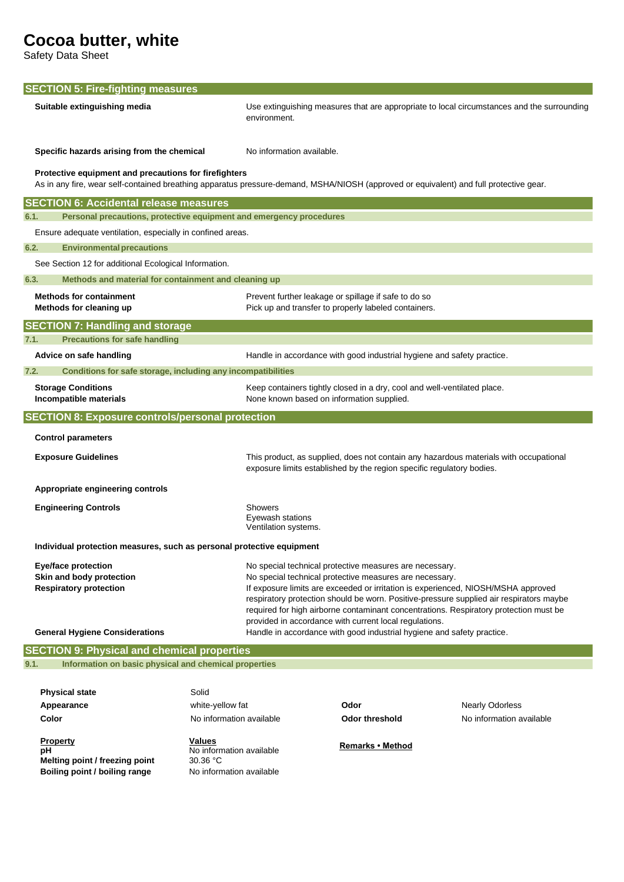## SECTION 5: Fire-fighting measures

**Suitable extinguishing media**
Use extinguishing measures that are appropriate to local circumstances and the surrounding environment.

**Specific hazards arising from the chemical**
No information available.

**Protective equipment and precautions for firefighters**
As in any fire, wear self-contained breathing apparatus pressure-demand, MSHA/NIOSH (approved or equivalent) and full protective gear.

## SECTION 6: Accidental release measures

### 6.1. Personal precautions, protective equipment and emergency procedures

Ensure adequate ventilation, especially in confined areas.

### 6.2. Environmental precautions

See Section 12 for additional Ecological Information.

### 6.3. Methods and material for containment and cleaning up

**Methods for containment**
Prevent further leakage or spillage if safe to do so

**Methods for cleaning up**
Pick up and transfer to properly labeled containers.

## SECTION 7: Handling and storage

### 7.1. Precautions for safe handling

**Advice on safe handling**
Handle in accordance with good industrial hygiene and safety practice.

### 7.2. Conditions for safe storage, including any incompatibilities

**Storage Conditions**
Keep containers tightly closed in a dry, cool and well-ventilated place.

**Incompatible materials**
None known based on information supplied.

## SECTION 8: Exposure controls/personal protection

**Control parameters**

**Exposure Guidelines**
This product, as supplied, does not contain any hazardous materials with occupational exposure limits established by the region specific regulatory bodies.

**Appropriate engineering controls**

**Engineering Controls**
Showers
Eyewash stations
Ventilation systems.

**Individual protection measures, such as personal protective equipment**

**Eye/face protection**
No special technical protective measures are necessary.

**Skin and body protection**
No special technical protective measures are necessary.

**Respiratory protection**
If exposure limits are exceeded or irritation is experienced, NIOSH/MSHA approved respiratory protection should be worn. Positive-pressure supplied air respirators maybe required for high airborne contaminant concentrations. Respiratory protection must be provided in accordance with current local regulations.

**General Hygiene Considerations**
Handle in accordance with good industrial hygiene and safety practice.

## SECTION 9: Physical and chemical properties

### 9.1. Information on basic physical and chemical properties

| | | | |
|---|---|---|---|
| **Physical state** | Solid | | |
| **Appearance** | white-yellow fat | **Odor** | Nearly Odorless |
| **Color** | No information available | **Odor threshold** | No information available |

| Property | Values | Remarks • Method |
|---|---|---|
| **pH** | No information available | |
| **Melting point / freezing point** | 30.36 °C | |
| **Boiling point / boiling range** | No information available | |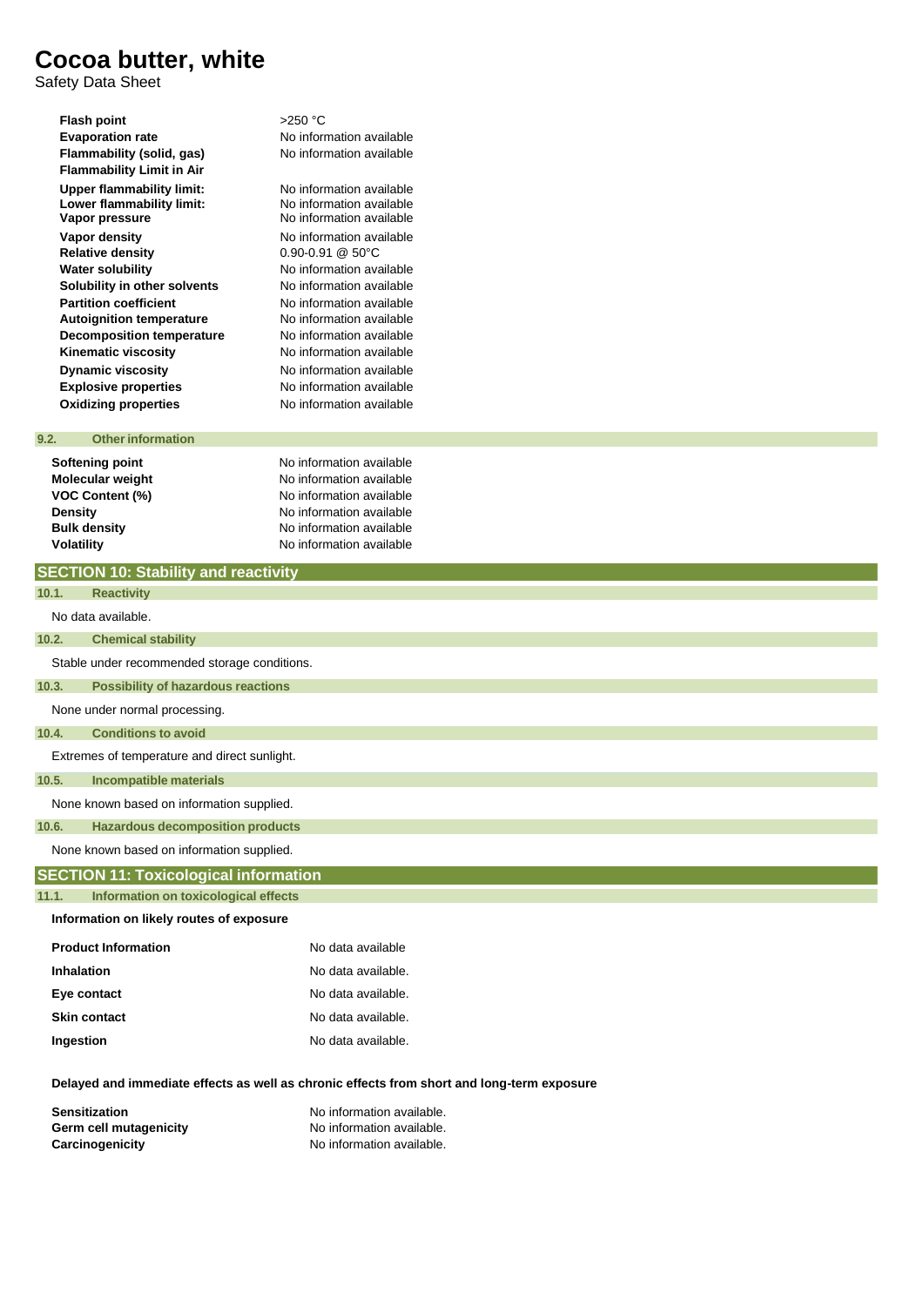# Cocoa butter, white

Safety Data Sheet

| | |
|---|---|
| **Flash point** | >250 °C |
| **Evaporation rate** | No information available |
| **Flammability (solid, gas)** | No information available |
| **Flammability Limit in Air** | |
| **Upper flammability limit:** | No information available |
| **Lower flammability limit:** | No information available |
| **Vapor pressure** | No information available |
| **Vapor density** | No information available |
| **Relative density** | 0.90-0.91 @ 50°C |
| **Water solubility** | No information available |
| **Solubility in other solvents** | No information available |
| **Partition coefficient** | No information available |
| **Autoignition temperature** | No information available |
| **Decomposition temperature** | No information available |
| **Kinematic viscosity** | No information available |
| **Dynamic viscosity** | No information available |
| **Explosive properties** | No information available |
| **Oxidizing properties** | No information available |

### 9.2. Other information

| | |
|---|---|
| **Softening point** | No information available |
| **Molecular weight** | No information available |
| **VOC Content (%)** | No information available |
| **Density** | No information available |
| **Bulk density** | No information available |
| **Volatility** | No information available |

## SECTION 10: Stability and reactivity

### 10.1. Reactivity

No data available.

### 10.2. Chemical stability

Stable under recommended storage conditions.

### 10.3. Possibility of hazardous reactions

None under normal processing.

### 10.4. Conditions to avoid

Extremes of temperature and direct sunlight.

### 10.5. Incompatible materials

None known based on information supplied.

### 10.6. Hazardous decomposition products

None known based on information supplied.

## SECTION 11: Toxicological information

### 11.1. Information on toxicological effects

**Information on likely routes of exposure**

| | |
|---|---|
| **Product Information** | No data available |
| **Inhalation** | No data available. |
| **Eye contact** | No data available. |
| **Skin contact** | No data available. |
| **Ingestion** | No data available. |

**Delayed and immediate effects as well as chronic effects from short and long-term exposure**

| | |
|---|---|
| **Sensitization** | No information available. |
| **Germ cell mutagenicity** | No information available. |
| **Carcinogenicity** | No information available. |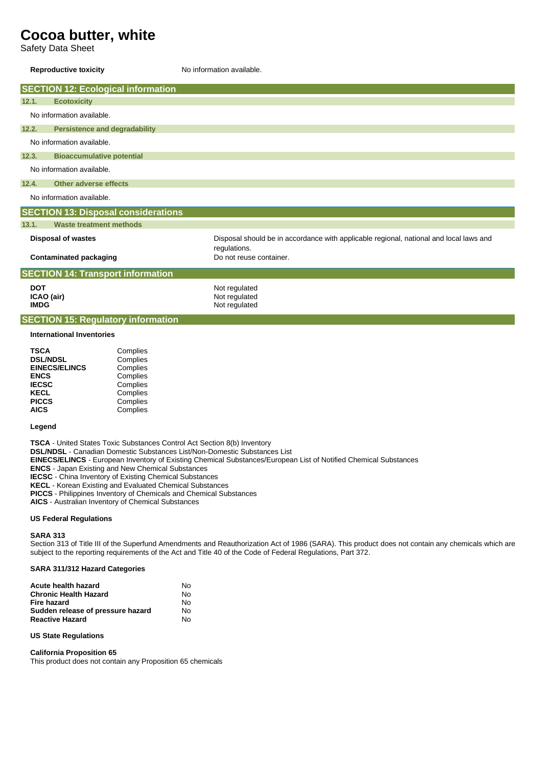**Reproductive toxicity** No information available.

## SECTION 12: Ecological information

### 12.1. Ecotoxicity

No information available.

### 12.2. Persistence and degradability

No information available.

### 12.3. Bioaccumulative potential

No information available.

### 12.4. Other adverse effects

No information available.

## SECTION 13: Disposal considerations

### 13.1. Waste treatment methods

| | |
|---|---|
| **Disposal of wastes** | Disposal should be in accordance with applicable regional, national and local laws and regulations. |
| **Contaminated packaging** | Do not reuse container. |

## SECTION 14: Transport information

| | |
|---|---|
| **DOT** | Not regulated |
| **ICAO (air)** | Not regulated |
| **IMDG** | Not regulated |

## SECTION 15: Regulatory information

**International Inventories**

| | |
|---|---|
| **TSCA** | Complies |
| **DSL/NDSL** | Complies |
| **EINECS/ELINCS** | Complies |
| **ENCS** | Complies |
| **IECSC** | Complies |
| **KECL** | Complies |
| **PICCS** | Complies |
| **AICS** | Complies |

**Legend**

**TSCA** - United States Toxic Substances Control Act Section 8(b) Inventory
**DSL/NDSL** - Canadian Domestic Substances List/Non-Domestic Substances List
**EINECS/ELINCS** - European Inventory of Existing Chemical Substances/European List of Notified Chemical Substances
**ENCS** - Japan Existing and New Chemical Substances
**IECSC** - China Inventory of Existing Chemical Substances
**KECL** - Korean Existing and Evaluated Chemical Substances
**PICCS** - Philippines Inventory of Chemicals and Chemical Substances
**AICS** - Australian Inventory of Chemical Substances

**US Federal Regulations**

**SARA 313**
Section 313 of Title III of the Superfund Amendments and Reauthorization Act of 1986 (SARA). This product does not contain any chemicals which are subject to the reporting requirements of the Act and Title 40 of the Code of Federal Regulations, Part 372.

**SARA 311/312 Hazard Categories**

| | |
|---|---|
| **Acute health hazard** | No |
| **Chronic Health Hazard** | No |
| **Fire hazard** | No |
| **Sudden release of pressure hazard** | No |
| **Reactive Hazard** | No |

**US State Regulations**

**California Proposition 65**
This product does not contain any Proposition 65 chemicals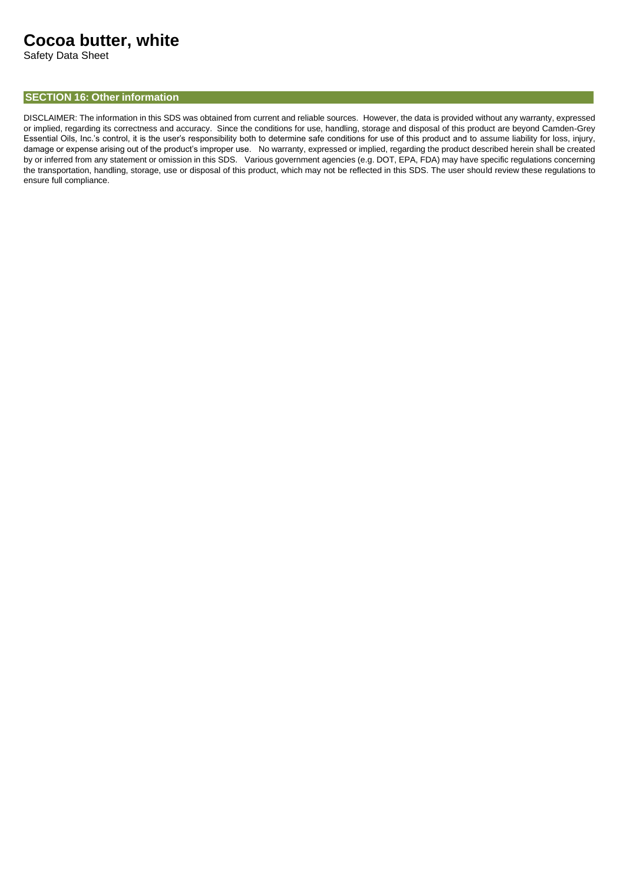## SECTION 16: Other information

DISCLAIMER: The information in this SDS was obtained from current and reliable sources. However, the data is provided without any warranty, expressed or implied, regarding its correctness and accuracy. Since the conditions for use, handling, storage and disposal of this product are beyond Camden-Grey Essential Oils, Inc.'s control, it is the user's responsibility both to determine safe conditions for use of this product and to assume liability for loss, injury, damage or expense arising out of the product's improper use. No warranty, expressed or implied, regarding the product described herein shall be created by or inferred from any statement or omission in this SDS. Various government agencies (e.g. DOT, EPA, FDA) may have specific regulations concerning the transportation, handling, storage, use or disposal of this product, which may not be reflected in this SDS. The user should review these regulations to ensure full compliance.